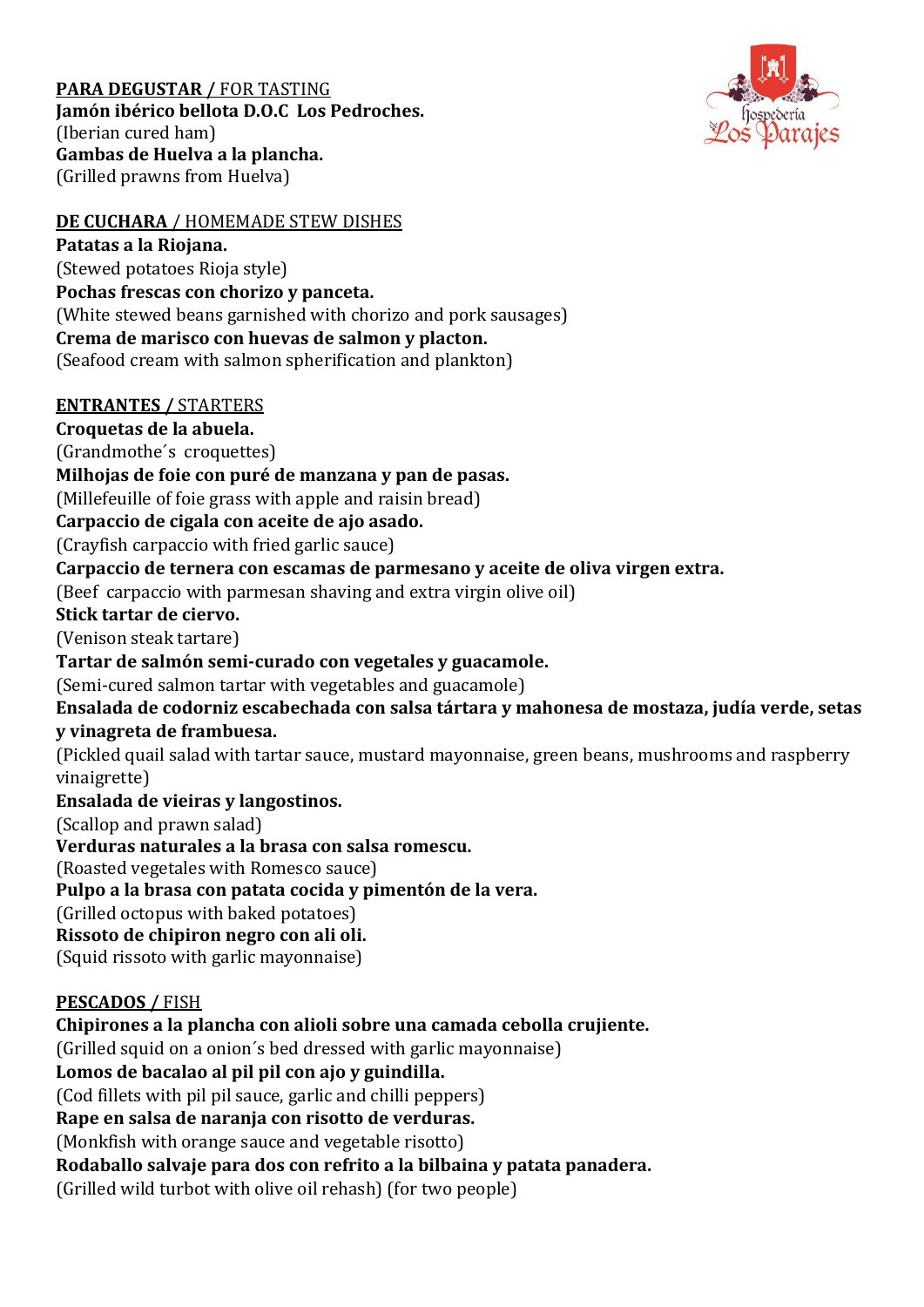Hospedería Los Parajes

## **PARA DEGUSTAR** / FOR TASTING

**Jamón ibérico bellota D.O.C Los Pedroches.**
(Iberian cured ham)
**Gambas de Huelva a la plancha.**
(Grilled prawns from Huelva)

## **DE CUCHARA** / HOMEMADE STEW DISHES

**Patatas a la Riojana.**
(Stewed potatoes Rioja style)
**Pochas frescas con chorizo y panceta.**
(White stewed beans garnished with chorizo and pork sausages)
**Crema de marisco con huevas de salmon y placton.**
(Seafood cream with salmon spherification and plankton)

## **ENTRANTES** / STARTERS

**Croquetas de la abuela.**
(Grandmothe´s croquettes)
**Milhojas de foie con puré de manzana y pan de pasas.**
(Millefeuille of foie grass with apple and raisin bread)
**Carpaccio de cigala con aceite de ajo asado.**
(Crayfish carpaccio with fried garlic sauce)
**Carpaccio de ternera con escamas de parmesano y aceite de oliva virgen extra.**
(Beef carpaccio with parmesan shaving and extra virgin olive oil)
**Stick tartar de ciervo.**
(Venison steak tartare)
**Tartar de salmón semi-curado con vegetales y guacamole.**
(Semi-cured salmon tartar with vegetables and guacamole)
**Ensalada de codorniz escabechada con salsa tártara y mahonesa de mostaza, judía verde, setas y vinagreta de frambuesa.**
(Pickled quail salad with tartar sauce, mustard mayonnaise, green beans, mushrooms and raspberry vinaigrette)
**Ensalada de vieiras y langostinos.**
(Scallop and prawn salad)
**Verduras naturales a la brasa con salsa romescu.**
(Roasted vegetales with Romesco sauce)
**Pulpo a la brasa con patata cocida y pimentón de la vera.**
(Grilled octopus with baked potatoes)
**Rissoto de chipiron negro con ali oli.**
(Squid rissoto with garlic mayonnaise)

## **PESCADOS** / FISH

**Chipirones a la plancha con alioli sobre una camada cebolla crujiente.**
(Grilled squid on a onion´s bed dressed with garlic mayonnaise)
**Lomos de bacalao al pil pil con ajo y guindilla.**
(Cod fillets with pil pil sauce, garlic and chilli peppers)
**Rape en salsa de naranja con risotto de verduras.**
(Monkfish with orange sauce and vegetable risotto)
**Rodaballo salvaje para dos con refrito a la bilbaina y patata panadera.**
(Grilled wild turbot with olive oil rehash) (for two people)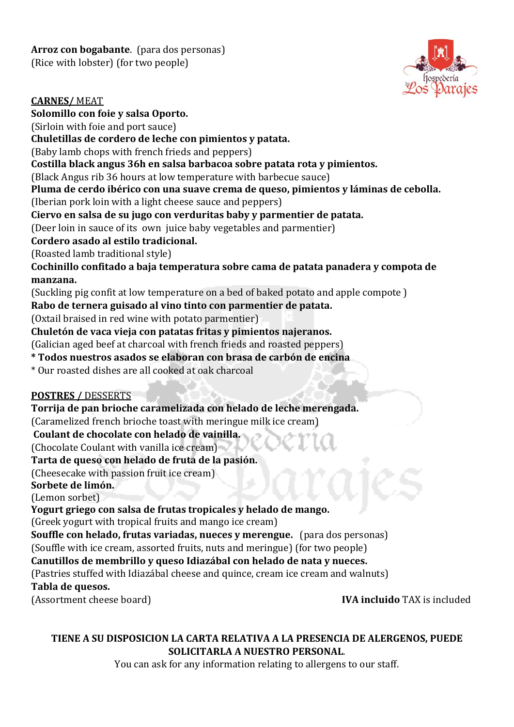**Arroz con bogabante**. (para dos personas)
(Rice with lobster) (for two people)

## CARNES/ MEAT

**Solomillo con foie y salsa Oporto.**
(Sirloin with foie and port sauce)
**Chuletillas de cordero de leche con pimientos y patata.**
(Baby lamb chops with french frieds and peppers)
**Costilla black angus 36h en salsa barbacoa sobre patata rota y pimientos.**
(Black Angus rib 36 hours at low temperature with barbecue sauce)
**Pluma de cerdo ibérico con una suave crema de queso, pimientos y láminas de cebolla.**
(Iberian pork loin with a light cheese sauce and peppers)
**Ciervo en salsa de su jugo con verduritas baby y parmentier de patata.**
(Deer loin in sauce of its own juice baby vegetables and parmentier)
**Cordero asado al estilo tradicional.**
(Roasted lamb traditional style)
**Cochinillo confitado a baja temperatura sobre cama de patata panadera y compota de manzana.**
(Suckling pig confit at low temperature on a bed of baked potato and apple compote )
**Rabo de ternera guisado al vino tinto con parmentier de patata.**
(Oxtail braised in red wine with potato parmentier)
**Chuletón de vaca vieja con patatas fritas y pimientos najeranos.**
(Galician aged beef at charcoal with french frieds and roasted peppers)
**\* Todos nuestros asados se elaboran con brasa de carbón de encina**
\* Our roasted dishes are all cooked at oak charcoal

## POSTRES / DESSERTS

**Torrija de pan brioche caramelizada con helado de leche merengada.**
(Caramelized french brioche toast with meringue milk ice cream)
**Coulant de chocolate con helado de vainilla.**
(Chocolate Coulant with vanilla ice cream)
**Tarta de queso con helado de fruta de la pasión.**
(Cheesecake with passion fruit ice cream)
**Sorbete de limón.**
(Lemon sorbet)
**Yogurt griego con salsa de frutas tropicales y helado de mango.**
(Greek yogurt with tropical fruits and mango ice cream)
**Souffle con helado, frutas variadas, nueces y merengue.** (para dos personas)
(Souffle with ice cream, assorted fruits, nuts and meringue) (for two people)
**Canutillos de membrillo y queso Idiazábal con helado de nata y nueces.**
(Pastries stuffed with Idiazábal cheese and quince, cream ice cream and walnuts)
**Tabla de quesos.**
(Assortment cheese board)

**IVA incluido** TAX is included

**TIENE A SU DISPOSICION LA CARTA RELATIVA A LA PRESENCIA DE ALERGENOS, PUEDE SOLICITARLA A NUESTRO PERSONAL.**
You can ask for any information relating to allergens to our staff.